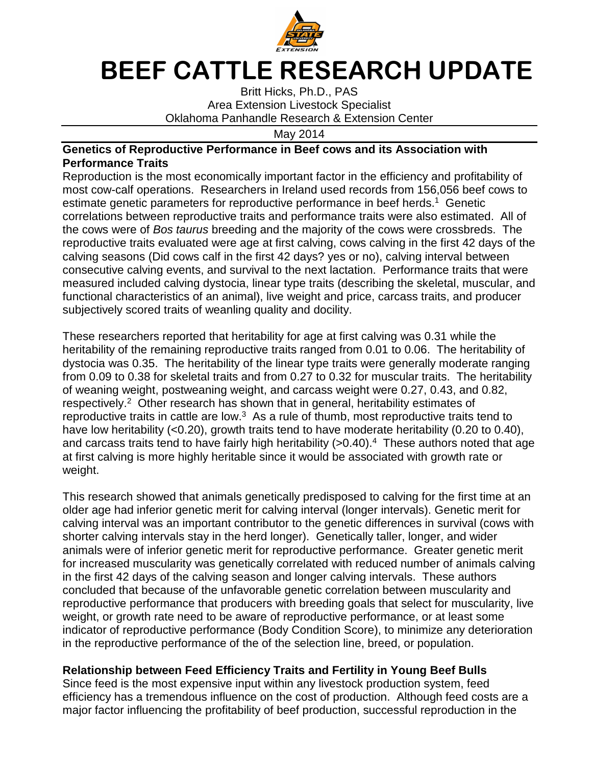# BEEF CATTLE RESEARCH UPDATE

Britt Hicks, Ph.D., PAS
Area Extension Livestock Specialist
Oklahoma Panhandle Research & Extension Center

May 2014

**Genetics of Reproductive Performance in Beef cows and its Association with Performance Traits**

Reproduction is the most economically important factor in the efficiency and profitability of most cow-calf operations. Researchers in Ireland used records from 156,056 beef cows to estimate genetic parameters for reproductive performance in beef herds.[1] Genetic correlations between reproductive traits and performance traits were also estimated. All of the cows were of *Bos taurus* breeding and the majority of the cows were crossbreds. The reproductive traits evaluated were age at first calving, cows calving in the first 42 days of the calving seasons (Did cows calf in the first 42 days? yes or no), calving interval between consecutive calving events, and survival to the next lactation. Performance traits that were measured included calving dystocia, linear type traits (describing the skeletal, muscular, and functional characteristics of an animal), live weight and price, carcass traits, and producer subjectively scored traits of weanling quality and docility.

These researchers reported that heritability for age at first calving was 0.31 while the heritability of the remaining reproductive traits ranged from 0.01 to 0.06. The heritability of dystocia was 0.35. The heritability of the linear type traits were generally moderate ranging from 0.09 to 0.38 for skeletal traits and from 0.27 to 0.32 for muscular traits. The heritability of weaning weight, postweaning weight, and carcass weight were 0.27, 0.43, and 0.82, respectively.[2] Other research has shown that in general, heritability estimates of reproductive traits in cattle are low.[3] As a rule of thumb, most reproductive traits tend to have low heritability (<0.20), growth traits tend to have moderate heritability (0.20 to 0.40), and carcass traits tend to have fairly high heritability (>0.40).[4] These authors noted that age at first calving is more highly heritable since it would be associated with growth rate or weight.

This research showed that animals genetically predisposed to calving for the first time at an older age had inferior genetic merit for calving interval (longer intervals). Genetic merit for calving interval was an important contributor to the genetic differences in survival (cows with shorter calving intervals stay in the herd longer). Genetically taller, longer, and wider animals were of inferior genetic merit for reproductive performance. Greater genetic merit for increased muscularity was genetically correlated with reduced number of animals calving in the first 42 days of the calving season and longer calving intervals. These authors concluded that because of the unfavorable genetic correlation between muscularity and reproductive performance that producers with breeding goals that select for muscularity, live weight, or growth rate need to be aware of reproductive performance, or at least some indicator of reproductive performance (Body Condition Score), to minimize any deterioration in the reproductive performance of the of the selection line, breed, or population.

**Relationship between Feed Efficiency Traits and Fertility in Young Beef Bulls**

Since feed is the most expensive input within any livestock production system, feed efficiency has a tremendous influence on the cost of production. Although feed costs are a major factor influencing the profitability of beef production, successful reproduction in the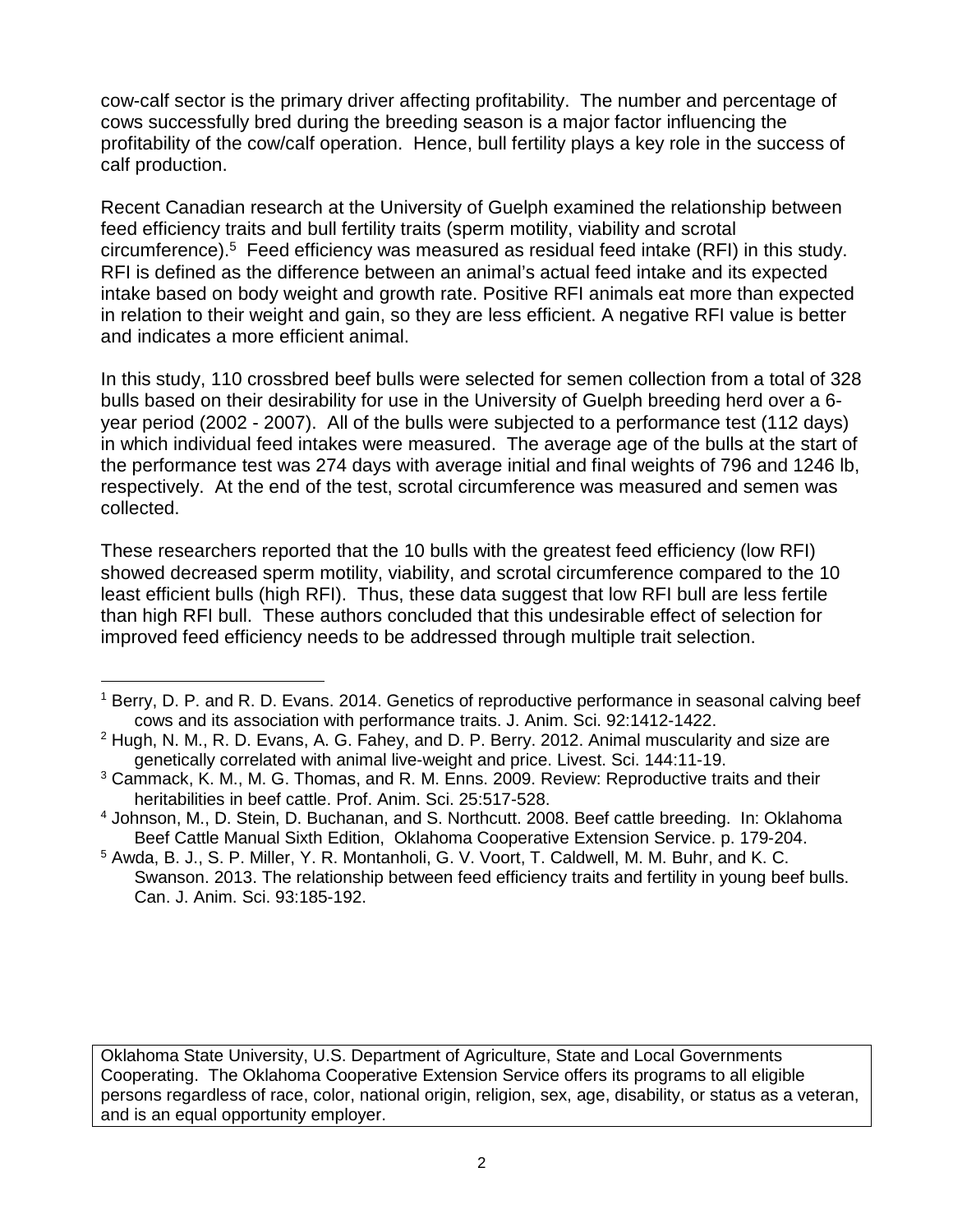cow-calf sector is the primary driver affecting profitability. The number and percentage of cows successfully bred during the breeding season is a major factor influencing the profitability of the cow/calf operation. Hence, bull fertility plays a key role in the success of calf production.

Recent Canadian research at the University of Guelph examined the relationship between feed efficiency traits and bull fertility traits (sperm motility, viability and scrotal circumference).[5] Feed efficiency was measured as residual feed intake (RFI) in this study. RFI is defined as the difference between an animal's actual feed intake and its expected intake based on body weight and growth rate. Positive RFI animals eat more than expected in relation to their weight and gain, so they are less efficient. A negative RFI value is better and indicates a more efficient animal.

In this study, 110 crossbred beef bulls were selected for semen collection from a total of 328 bulls based on their desirability for use in the University of Guelph breeding herd over a 6-year period (2002 - 2007). All of the bulls were subjected to a performance test (112 days) in which individual feed intakes were measured. The average age of the bulls at the start of the performance test was 274 days with average initial and final weights of 796 and 1246 lb, respectively. At the end of the test, scrotal circumference was measured and semen was collected.

These researchers reported that the 10 bulls with the greatest feed efficiency (low RFI) showed decreased sperm motility, viability, and scrotal circumference compared to the 10 least efficient bulls (high RFI). Thus, these data suggest that low RFI bull are less fertile than high RFI bull. These authors concluded that this undesirable effect of selection for improved feed efficiency needs to be addressed through multiple trait selection.

---

[1] Berry, D. P. and R. D. Evans. 2014. Genetics of reproductive performance in seasonal calving beef cows and its association with performance traits. J. Anim. Sci. 92:1412-1422.

[2] Hugh, N. M., R. D. Evans, A. G. Fahey, and D. P. Berry. 2012. Animal muscularity and size are genetically correlated with animal live-weight and price. Livest. Sci. 144:11-19.

[3] Cammack, K. M., M. G. Thomas, and R. M. Enns. 2009. Review: Reproductive traits and their heritabilities in beef cattle. Prof. Anim. Sci. 25:517-528.

[4] Johnson, M., D. Stein, D. Buchanan, and S. Northcutt. 2008. Beef cattle breeding. In: Oklahoma Beef Cattle Manual Sixth Edition, Oklahoma Cooperative Extension Service. p. 179-204.

[5] Awda, B. J., S. P. Miller, Y. R. Montanholi, G. V. Voort, T. Caldwell, M. M. Buhr, and K. C. Swanson. 2013. The relationship between feed efficiency traits and fertility in young beef bulls. Can. J. Anim. Sci. 93:185-192.

Oklahoma State University, U.S. Department of Agriculture, State and Local Governments Cooperating. The Oklahoma Cooperative Extension Service offers its programs to all eligible persons regardless of race, color, national origin, religion, sex, age, disability, or status as a veteran, and is an equal opportunity employer.